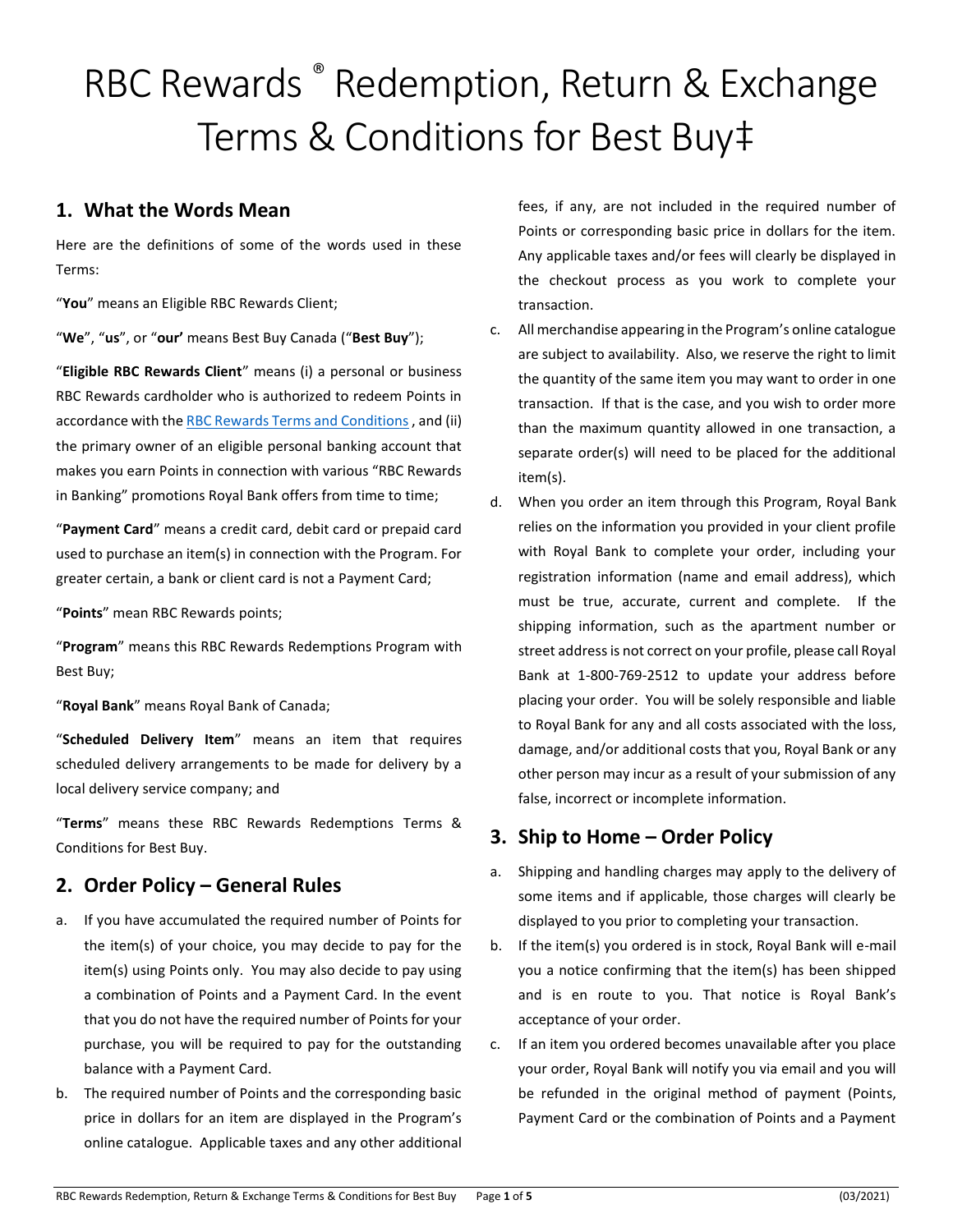# RBC Rewards ® Redemption, Return & Exchange Terms & Conditions for Best Buy‡

## 1. What the Words Mean

Here are the definitions of some of the words used in these Terms:

"**You**" means an Eligible RBC Rewards Client;

"**We**", "**us**", or "**our'** means Best Buy Canada ("**Best Buy**");

"**Eligible RBC Rewards Client**" means (i) a personal or business RBC Rewards cardholder who is authorized to redeem Points in accordance with the RBC Rewards Terms and Conditions , and (ii) the primary owner of an eligible personal banking account that makes you earn Points in connection with various "RBC Rewards in Banking" promotions Royal Bank offers from time to time;

"**Payment Card**" means a credit card, debit card or prepaid card used to purchase an item(s) in connection with the Program. For greater certain, a bank or client card is not a Payment Card;

"**Points**" mean RBC Rewards points;

"**Program**" means this RBC Rewards Redemptions Program with Best Buy;

"**Royal Bank**" means Royal Bank of Canada;

"**Scheduled Delivery Item**" means an item that requires scheduled delivery arrangements to be made for delivery by a local delivery service company; and

"**Terms**" means these RBC Rewards Redemptions Terms & Conditions for Best Buy.

## 2. Order Policy – General Rules

a. If you have accumulated the required number of Points for the item(s) of your choice, you may decide to pay for the item(s) using Points only. You may also decide to pay using a combination of Points and a Payment Card. In the event that you do not have the required number of Points for your purchase, you will be required to pay for the outstanding balance with a Payment Card.

b. The required number of Points and the corresponding basic price in dollars for an item are displayed in the Program's online catalogue. Applicable taxes and any other additional fees, if any, are not included in the required number of Points or corresponding basic price in dollars for the item. Any applicable taxes and/or fees will clearly be displayed in the checkout process as you work to complete your transaction.

c. All merchandise appearing in the Program's online catalogue are subject to availability. Also, we reserve the right to limit the quantity of the same item you may want to order in one transaction. If that is the case, and you wish to order more than the maximum quantity allowed in one transaction, a separate order(s) will need to be placed for the additional item(s).

d. When you order an item through this Program, Royal Bank relies on the information you provided in your client profile with Royal Bank to complete your order, including your registration information (name and email address), which must be true, accurate, current and complete. If the shipping information, such as the apartment number or street address is not correct on your profile, please call Royal Bank at 1-800-769-2512 to update your address before placing your order. You will be solely responsible and liable to Royal Bank for any and all costs associated with the loss, damage, and/or additional costs that you, Royal Bank or any other person may incur as a result of your submission of any false, incorrect or incomplete information.

## 3. Ship to Home – Order Policy

a. Shipping and handling charges may apply to the delivery of some items and if applicable, those charges will clearly be displayed to you prior to completing your transaction.

b. If the item(s) you ordered is in stock, Royal Bank will e-mail you a notice confirming that the item(s) has been shipped and is en route to you. That notice is Royal Bank's acceptance of your order.

c. If an item you ordered becomes unavailable after you place your order, Royal Bank will notify you via email and you will be refunded in the original method of payment (Points, Payment Card or the combination of Points and a Payment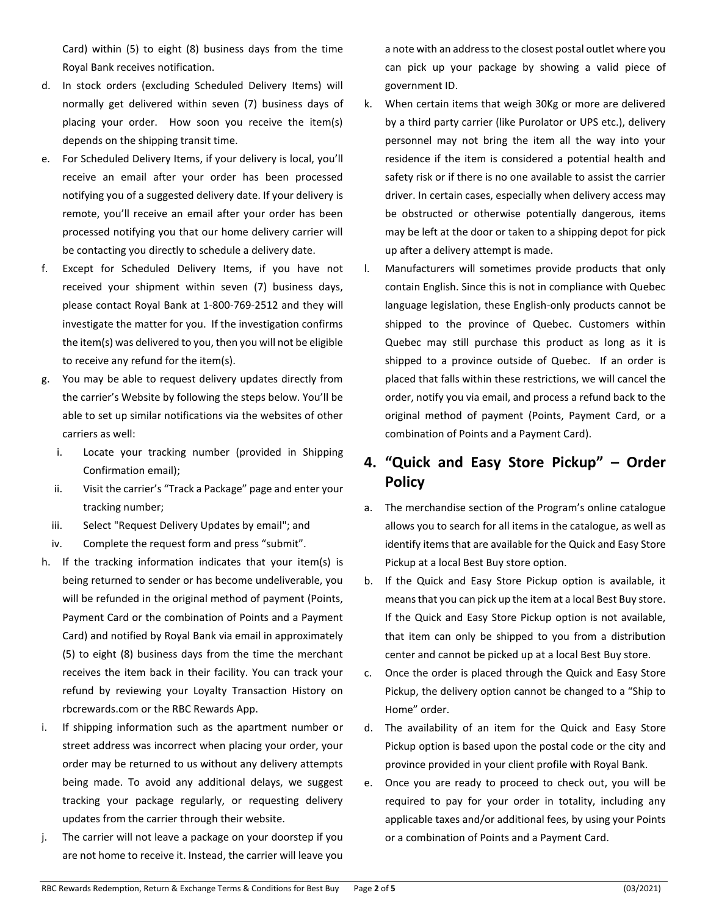Card) within (5) to eight (8) business days from the time Royal Bank receives notification.

d. In stock orders (excluding Scheduled Delivery Items) will normally get delivered within seven (7) business days of placing your order. How soon you receive the item(s) depends on the shipping transit time.

e. For Scheduled Delivery Items, if your delivery is local, you'll receive an email after your order has been processed notifying you of a suggested delivery date. If your delivery is remote, you'll receive an email after your order has been processed notifying you that our home delivery carrier will be contacting you directly to schedule a delivery date.

f. Except for Scheduled Delivery Items, if you have not received your shipment within seven (7) business days, please contact Royal Bank at 1-800-769-2512 and they will investigate the matter for you. If the investigation confirms the item(s) was delivered to you, then you will not be eligible to receive any refund for the item(s).

g. You may be able to request delivery updates directly from the carrier's Website by following the steps below. You'll be able to set up similar notifications via the websites of other carriers as well:
   i. Locate your tracking number (provided in Shipping Confirmation email);
   ii. Visit the carrier's "Track a Package" page and enter your tracking number;
   iii. Select "Request Delivery Updates by email"; and
   iv. Complete the request form and press "submit".

h. If the tracking information indicates that your item(s) is being returned to sender or has become undeliverable, you will be refunded in the original method of payment (Points, Payment Card or the combination of Points and a Payment Card) and notified by Royal Bank via email in approximately (5) to eight (8) business days from the time the merchant receives the item back in their facility. You can track your refund by reviewing your Loyalty Transaction History on rbcrewards.com or the RBC Rewards App.

i. If shipping information such as the apartment number or street address was incorrect when placing your order, your order may be returned to us without any delivery attempts being made. To avoid any additional delays, we suggest tracking your package regularly, or requesting delivery updates from the carrier through their website.

j. The carrier will not leave a package on your doorstep if you are not home to receive it. Instead, the carrier will leave you a note with an address to the closest postal outlet where you can pick up your package by showing a valid piece of government ID.

k. When certain items that weigh 30Kg or more are delivered by a third party carrier (like Purolator or UPS etc.), delivery personnel may not bring the item all the way into your residence if the item is considered a potential health and safety risk or if there is no one available to assist the carrier driver. In certain cases, especially when delivery access may be obstructed or otherwise potentially dangerous, items may be left at the door or taken to a shipping depot for pick up after a delivery attempt is made.

l. Manufacturers will sometimes provide products that only contain English. Since this is not in compliance with Quebec language legislation, these English-only products cannot be shipped to the province of Quebec. Customers within Quebec may still purchase this product as long as it is shipped to a province outside of Quebec. If an order is placed that falls within these restrictions, we will cancel the order, notify you via email, and process a refund back to the original method of payment (Points, Payment Card, or a combination of Points and a Payment Card).

## 4. "Quick and Easy Store Pickup" – Order Policy

a. The merchandise section of the Program's online catalogue allows you to search for all items in the catalogue, as well as identify items that are available for the Quick and Easy Store Pickup at a local Best Buy store option.

b. If the Quick and Easy Store Pickup option is available, it means that you can pick up the item at a local Best Buy store. If the Quick and Easy Store Pickup option is not available, that item can only be shipped to you from a distribution center and cannot be picked up at a local Best Buy store.

c. Once the order is placed through the Quick and Easy Store Pickup, the delivery option cannot be changed to a "Ship to Home" order.

d. The availability of an item for the Quick and Easy Store Pickup option is based upon the postal code or the city and province provided in your client profile with Royal Bank.

e. Once you are ready to proceed to check out, you will be required to pay for your order in totality, including any applicable taxes and/or additional fees, by using your Points or a combination of Points and a Payment Card.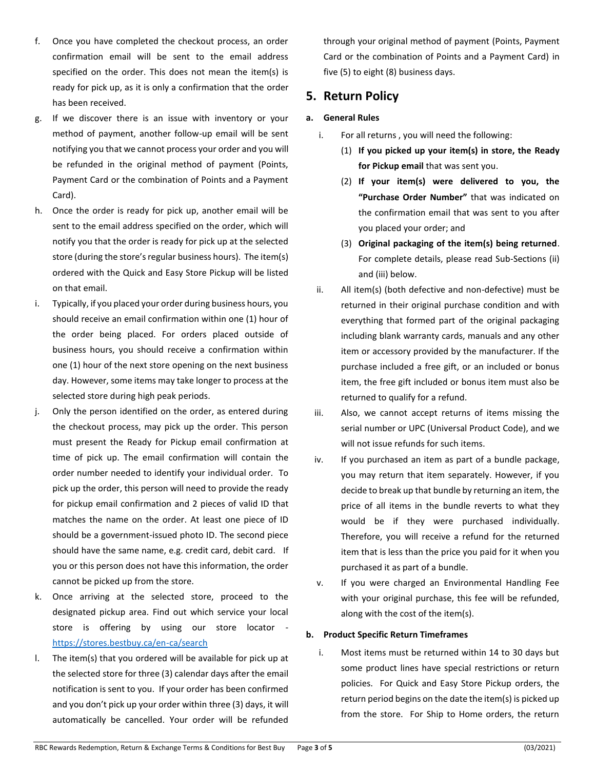f. Once you have completed the checkout process, an order confirmation email will be sent to the email address specified on the order. This does not mean the item(s) is ready for pick up, as it is only a confirmation that the order has been received.

g. If we discover there is an issue with inventory or your method of payment, another follow-up email will be sent notifying you that we cannot process your order and you will be refunded in the original method of payment (Points, Payment Card or the combination of Points and a Payment Card).

h. Once the order is ready for pick up, another email will be sent to the email address specified on the order, which will notify you that the order is ready for pick up at the selected store (during the store's regular business hours). The item(s) ordered with the Quick and Easy Store Pickup will be listed on that email.

i. Typically, if you placed your order during business hours, you should receive an email confirmation within one (1) hour of the order being placed. For orders placed outside of business hours, you should receive a confirmation within one (1) hour of the next store opening on the next business day. However, some items may take longer to process at the selected store during high peak periods.

j. Only the person identified on the order, as entered during the checkout process, may pick up the order. This person must present the Ready for Pickup email confirmation at time of pick up. The email confirmation will contain the order number needed to identify your individual order. To pick up the order, this person will need to provide the ready for pickup email confirmation and 2 pieces of valid ID that matches the name on the order. At least one piece of ID should be a government-issued photo ID. The second piece should have the same name, e.g. credit card, debit card. If you or this person does not have this information, the order cannot be picked up from the store.

k. Once arriving at the selected store, proceed to the designated pickup area. Find out which service your local store is offering by using our store locator - https://stores.bestbuy.ca/en-ca/search

l. The item(s) that you ordered will be available for pick up at the selected store for three (3) calendar days after the email notification is sent to you. If your order has been confirmed and you don't pick up your order within three (3) days, it will automatically be cancelled. Your order will be refunded through your original method of payment (Points, Payment Card or the combination of Points and a Payment Card) in five (5) to eight (8) business days.

## 5. Return Policy

**a. General Rules**

i. For all returns , you will need the following:

(1) **If you picked up your item(s) in store, the Ready for Pickup email** that was sent you.

(2) **If your item(s) were delivered to you, the "Purchase Order Number"** that was indicated on the confirmation email that was sent to you after you placed your order; and

(3) **Original packaging of the item(s) being returned**. For complete details, please read Sub-Sections (ii) and (iii) below.

ii. All item(s) (both defective and non-defective) must be returned in their original purchase condition and with everything that formed part of the original packaging including blank warranty cards, manuals and any other item or accessory provided by the manufacturer. If the purchase included a free gift, or an included or bonus item, the free gift included or bonus item must also be returned to qualify for a refund.

iii. Also, we cannot accept returns of items missing the serial number or UPC (Universal Product Code), and we will not issue refunds for such items.

iv. If you purchased an item as part of a bundle package, you may return that item separately. However, if you decide to break up that bundle by returning an item, the price of all items in the bundle reverts to what they would be if they were purchased individually. Therefore, you will receive a refund for the returned item that is less than the price you paid for it when you purchased it as part of a bundle.

v. If you were charged an Environmental Handling Fee with your original purchase, this fee will be refunded, along with the cost of the item(s).

**b. Product Specific Return Timeframes**

i. Most items must be returned within 14 to 30 days but some product lines have special restrictions or return policies. For Quick and Easy Store Pickup orders, the return period begins on the date the item(s) is picked up from the store. For Ship to Home orders, the return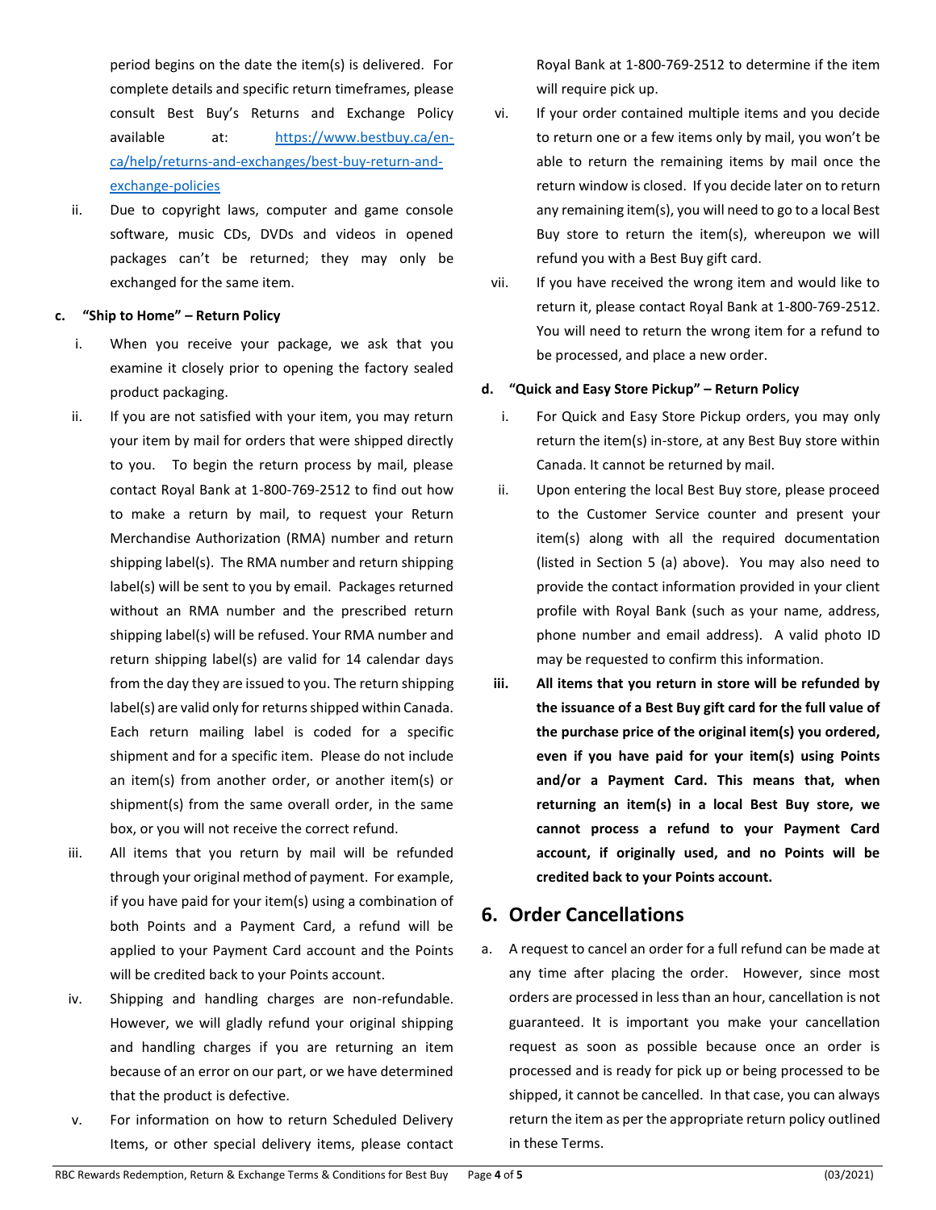period begins on the date the item(s) is delivered. For complete details and specific return timeframes, please consult Best Buy's Returns and Exchange Policy available at: [https://www.bestbuy.ca/en-ca/help/returns-and-exchanges/best-buy-return-and-exchange-policies](https://www.bestbuy.ca/en-ca/help/returns-and-exchanges/best-buy-return-and-exchange-policies)

ii. Due to copyright laws, computer and game console software, music CDs, DVDs and videos in opened packages can't be returned; they may only be exchanged for the same item.

**c. "Ship to Home" – Return Policy**

i. When you receive your package, we ask that you examine it closely prior to opening the factory sealed product packaging.

ii. If you are not satisfied with your item, you may return your item by mail for orders that were shipped directly to you. To begin the return process by mail, please contact Royal Bank at 1-800-769-2512 to find out how to make a return by mail, to request your Return Merchandise Authorization (RMA) number and return shipping label(s). The RMA number and return shipping label(s) will be sent to you by email. Packages returned without an RMA number and the prescribed return shipping label(s) will be refused. Your RMA number and return shipping label(s) are valid for 14 calendar days from the day they are issued to you. The return shipping label(s) are valid only for returns shipped within Canada. Each return mailing label is coded for a specific shipment and for a specific item. Please do not include an item(s) from another order, or another item(s) or shipment(s) from the same overall order, in the same box, or you will not receive the correct refund.

iii. All items that you return by mail will be refunded through your original method of payment. For example, if you have paid for your item(s) using a combination of both Points and a Payment Card, a refund will be applied to your Payment Card account and the Points will be credited back to your Points account.

iv. Shipping and handling charges are non-refundable. However, we will gladly refund your original shipping and handling charges if you are returning an item because of an error on our part, or we have determined that the product is defective.

v. For information on how to return Scheduled Delivery Items, or other special delivery items, please contact Royal Bank at 1-800-769-2512 to determine if the item will require pick up.

vi. If your order contained multiple items and you decide to return one or a few items only by mail, you won't be able to return the remaining items by mail once the return window is closed. If you decide later on to return any remaining item(s), you will need to go to a local Best Buy store to return the item(s), whereupon we will refund you with a Best Buy gift card.

vii. If you have received the wrong item and would like to return it, please contact Royal Bank at 1-800-769-2512. You will need to return the wrong item for a refund to be processed, and place a new order.

**d. "Quick and Easy Store Pickup" – Return Policy**

i. For Quick and Easy Store Pickup orders, you may only return the item(s) in-store, at any Best Buy store within Canada. It cannot be returned by mail.

ii. Upon entering the local Best Buy store, please proceed to the Customer Service counter and present your item(s) along with all the required documentation (listed in Section 5 (a) above). You may also need to provide the contact information provided in your client profile with Royal Bank (such as your name, address, phone number and email address). A valid photo ID may be requested to confirm this information.

**iii. All items that you return in store will be refunded by the issuance of a Best Buy gift card for the full value of the purchase price of the original item(s) you ordered, even if you have paid for your item(s) using Points and/or a Payment Card. This means that, when returning an item(s) in a local Best Buy store, we cannot process a refund to your Payment Card account, if originally used, and no Points will be credited back to your Points account.**

## 6. Order Cancellations

a. A request to cancel an order for a full refund can be made at any time after placing the order. However, since most orders are processed in less than an hour, cancellation is not guaranteed. It is important you make your cancellation request as soon as possible because once an order is processed and is ready for pick up or being processed to be shipped, it cannot be cancelled. In that case, you can always return the item as per the appropriate return policy outlined in these Terms.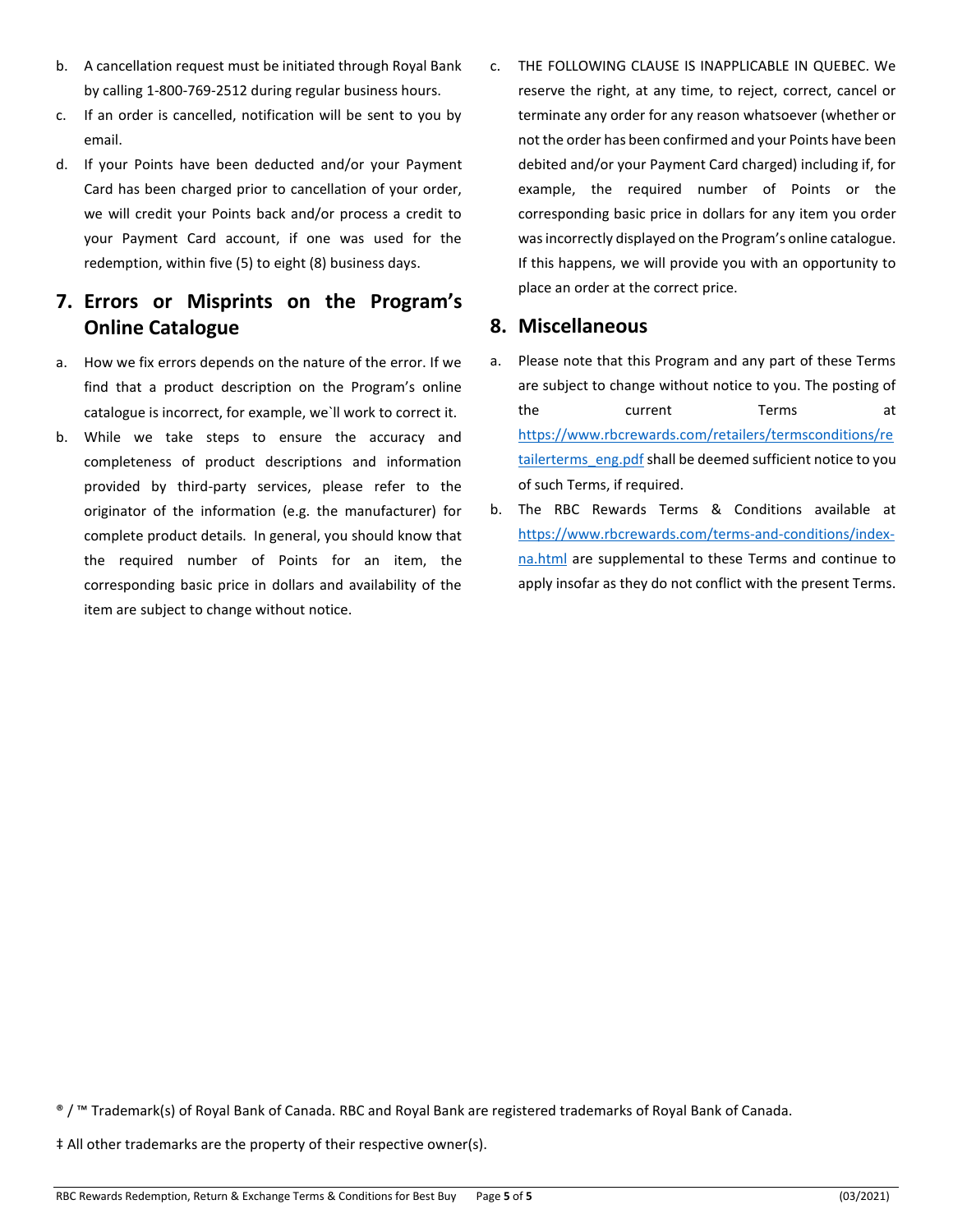b. A cancellation request must be initiated through Royal Bank by calling 1-800-769-2512 during regular business hours.

c. If an order is cancelled, notification will be sent to you by email.

d. If your Points have been deducted and/or your Payment Card has been charged prior to cancellation of your order, we will credit your Points back and/or process a credit to your Payment Card account, if one was used for the redemption, within five (5) to eight (8) business days.

## 7. Errors or Misprints on the Program's Online Catalogue

a. How we fix errors depends on the nature of the error. If we find that a product description on the Program's online catalogue is incorrect, for example, we`ll work to correct it.

b. While we take steps to ensure the accuracy and completeness of product descriptions and information provided by third-party services, please refer to the originator of the information (e.g. the manufacturer) for complete product details. In general, you should know that the required number of Points for an item, the corresponding basic price in dollars and availability of the item are subject to change without notice.

c. THE FOLLOWING CLAUSE IS INAPPLICABLE IN QUEBEC. We reserve the right, at any time, to reject, correct, cancel or terminate any order for any reason whatsoever (whether or not the order has been confirmed and your Points have been debited and/or your Payment Card charged) including if, for example, the required number of Points or the corresponding basic price in dollars for any item you order was incorrectly displayed on the Program's online catalogue. If this happens, we will provide you with an opportunity to place an order at the correct price.

## 8. Miscellaneous

a. Please note that this Program and any part of these Terms are subject to change without notice to you. The posting of the current Terms at https://www.rbcrewards.com/retailers/termsconditions/retailerterms_eng.pdf shall be deemed sufficient notice to you of such Terms, if required.

b. The RBC Rewards Terms & Conditions available at https://www.rbcrewards.com/terms-and-conditions/index-na.html are supplemental to these Terms and continue to apply insofar as they do not conflict with the present Terms.

® / ™ Trademark(s) of Royal Bank of Canada. RBC and Royal Bank are registered trademarks of Royal Bank of Canada.

‡ All other trademarks are the property of their respective owner(s).